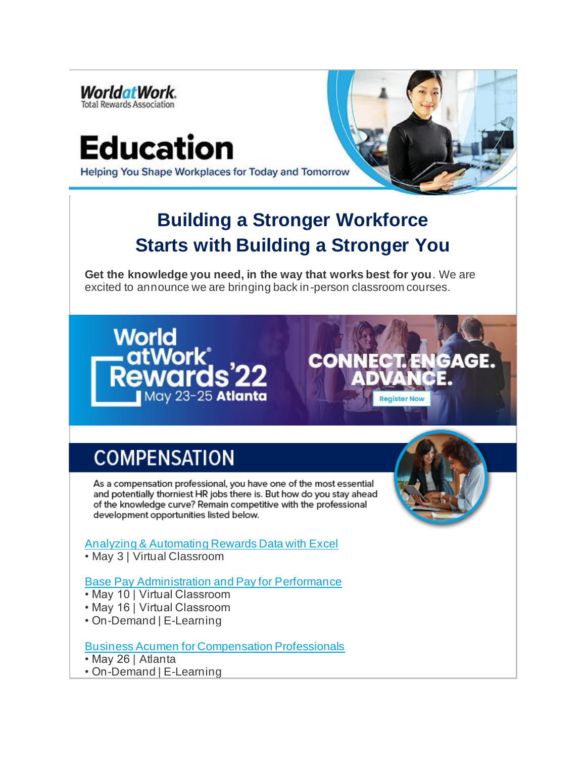WorldatWork
Total Rewards Association

# Education

Helping You Shape Workplaces for Today and Tomorrow

## Building a Stronger Workforce Starts with Building a Stronger You

**Get the knowledge you need, in the way that works best for you**. We are excited to announce we are bringing back in-person classroom courses.

WorldatWork Rewards'22
May 23-25 Atlanta

CONNECT. ENGAGE. ADVANCE.

Register Now

## COMPENSATION

As a compensation professional, you have one of the most essential and potentially thorniest HR jobs there is. But how do you stay ahead of the knowledge curve? Remain competitive with the professional development opportunities listed below.

Analyzing & Automating Rewards Data with Excel
- May 3 | Virtual Classroom

Base Pay Administration and Pay for Performance
- May 10 | Virtual Classroom
- May 16 | Virtual Classroom
- On-Demand | E-Learning

Business Acumen for Compensation Professionals
- May 26 | Atlanta
- On-Demand | E-Learning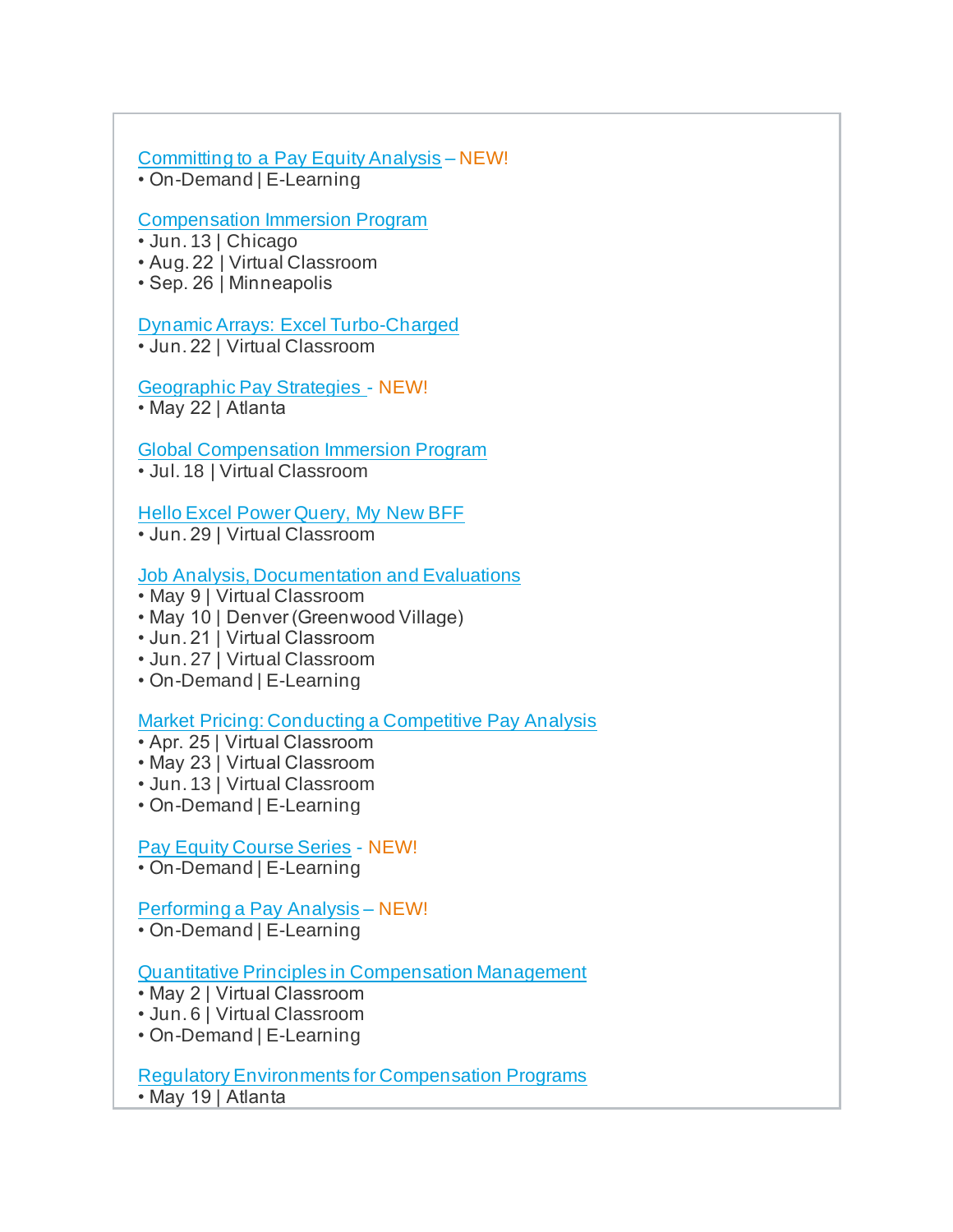Committing to a Pay Equity Analysis – NEW!
• On-Demand | E-Learning

Compensation Immersion Program
• Jun. 13 | Chicago
• Aug. 22 | Virtual Classroom
• Sep. 26 | Minneapolis

Dynamic Arrays: Excel Turbo-Charged
• Jun. 22 | Virtual Classroom

Geographic Pay Strategies - NEW!
• May 22 | Atlanta

Global Compensation Immersion Program
• Jul. 18 | Virtual Classroom

Hello Excel Power Query, My New BFF
• Jun. 29 | Virtual Classroom

Job Analysis, Documentation and Evaluations
• May 9 | Virtual Classroom
• May 10 | Denver (Greenwood Village)
• Jun. 21 | Virtual Classroom
• Jun. 27 | Virtual Classroom
• On-Demand | E-Learning

Market Pricing: Conducting a Competitive Pay Analysis
• Apr. 25 | Virtual Classroom
• May 23 | Virtual Classroom
• Jun. 13 | Virtual Classroom
• On-Demand | E-Learning

Pay Equity Course Series - NEW!
• On-Demand | E-Learning

Performing a Pay Analysis – NEW!
• On-Demand | E-Learning

Quantitative Principles in Compensation Management
• May 2 | Virtual Classroom
• Jun. 6 | Virtual Classroom
• On-Demand | E-Learning

Regulatory Environments for Compensation Programs
• May 19 | Atlanta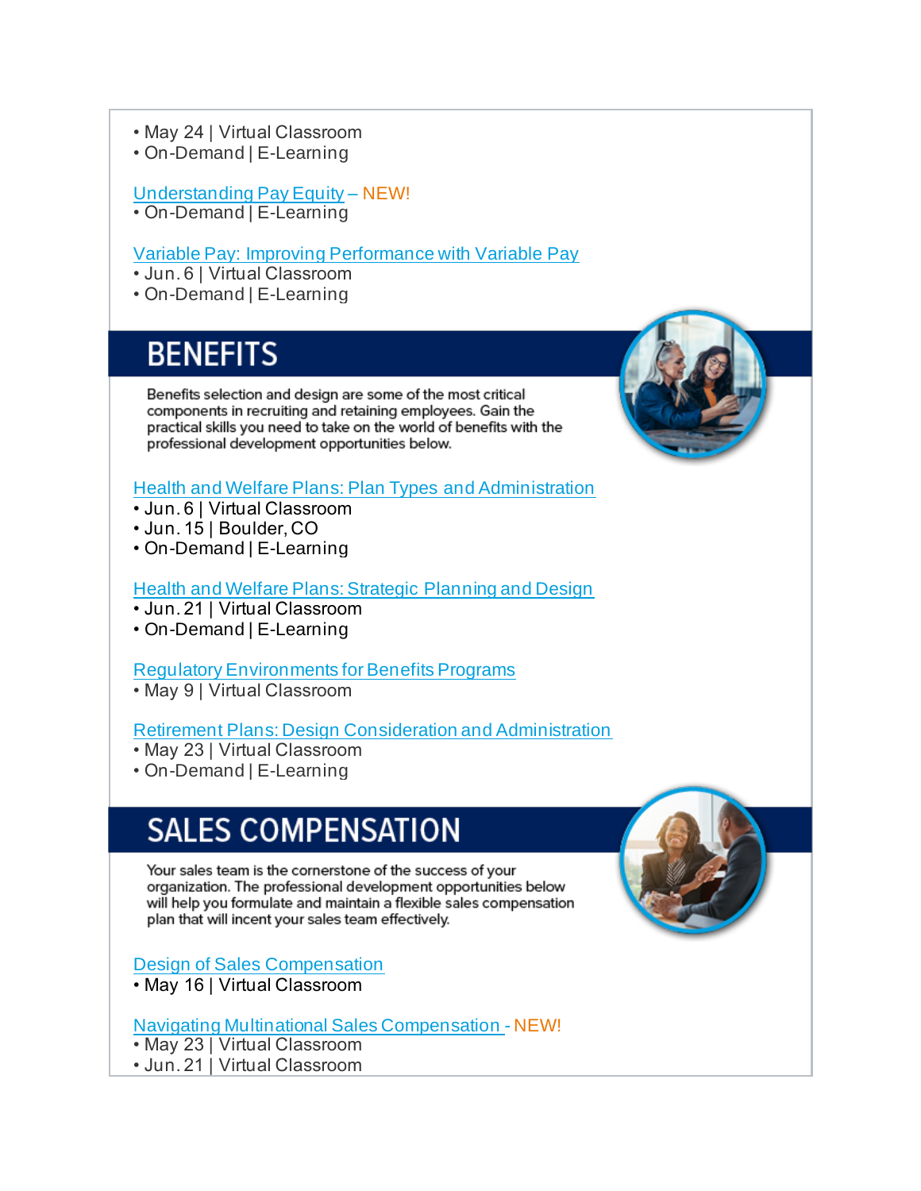• May 24 | Virtual Classroom
• On-Demand | E-Learning

Understanding Pay Equity – NEW!
• On-Demand | E-Learning

Variable Pay: Improving Performance with Variable Pay
• Jun. 6 | Virtual Classroom
• On-Demand | E-Learning

## BENEFITS

Benefits selection and design are some of the most critical components in recruiting and retaining employees. Gain the practical skills you need to take on the world of benefits with the professional development opportunities below.

Health and Welfare Plans: Plan Types and Administration
• Jun. 6 | Virtual Classroom
• Jun. 15 | Boulder, CO
• On-Demand | E-Learning

Health and Welfare Plans: Strategic Planning and Design
• Jun. 21 | Virtual Classroom
• On-Demand | E-Learning

Regulatory Environments for Benefits Programs
• May 9 | Virtual Classroom

Retirement Plans: Design Consideration and Administration
• May 23 | Virtual Classroom
• On-Demand | E-Learning

## SALES COMPENSATION

Your sales team is the cornerstone of the success of your organization. The professional development opportunities below will help you formulate and maintain a flexible sales compensation plan that will incent your sales team effectively.

Design of Sales Compensation
• May 16 | Virtual Classroom

Navigating Multinational Sales Compensation - NEW!
• May 23 | Virtual Classroom
• Jun. 21 | Virtual Classroom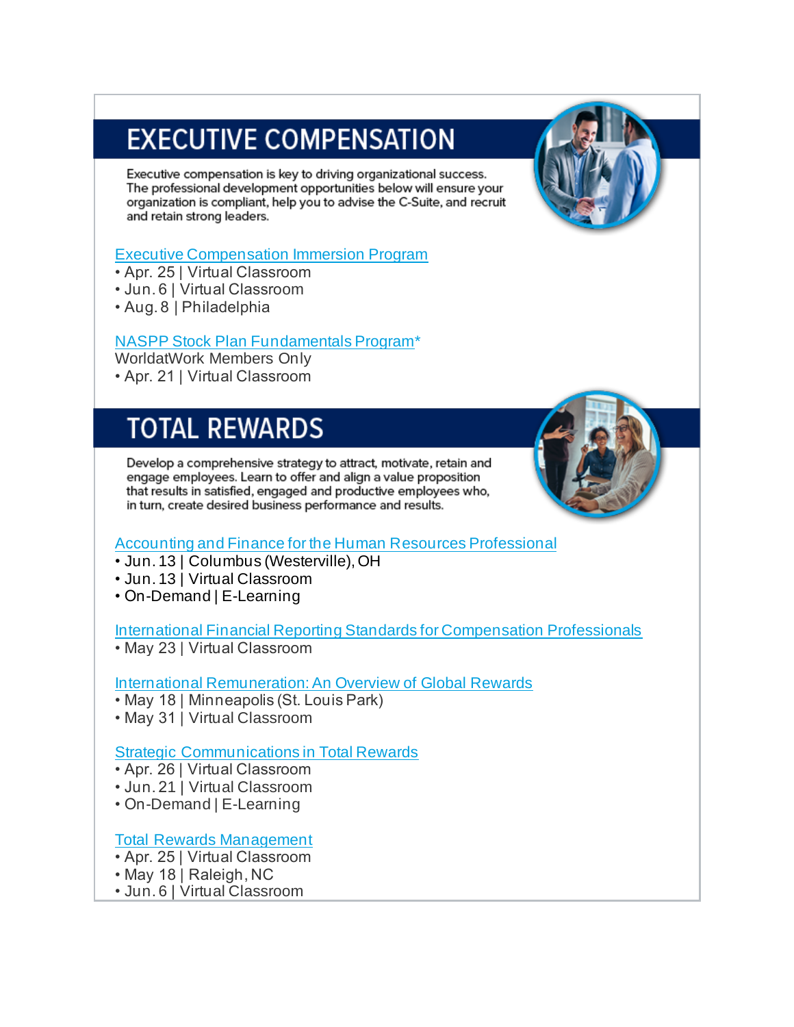# EXECUTIVE COMPENSATION

Executive compensation is key to driving organizational success. The professional development opportunities below will ensure your organization is compliant, help you to advise the C-Suite, and recruit and retain strong leaders.

Executive Compensation Immersion Program
- Apr. 25 | Virtual Classroom
- Jun. 6 | Virtual Classroom
- Aug. 8 | Philadelphia

NASPP Stock Plan Fundamentals Program*
WorldatWork Members Only
- Apr. 21 | Virtual Classroom

# TOTAL REWARDS

Develop a comprehensive strategy to attract, motivate, retain and engage employees. Learn to offer and align a value proposition that results in satisfied, engaged and productive employees who, in turn, create desired business performance and results.

Accounting and Finance for the Human Resources Professional
- Jun. 13 | Columbus (Westerville), OH
- Jun. 13 | Virtual Classroom
- On-Demand | E-Learning

International Financial Reporting Standards for Compensation Professionals
- May 23 | Virtual Classroom

International Remuneration: An Overview of Global Rewards
- May 18 | Minneapolis (St. Louis Park)
- May 31 | Virtual Classroom

Strategic Communications in Total Rewards
- Apr. 26 | Virtual Classroom
- Jun. 21 | Virtual Classroom
- On-Demand | E-Learning

Total Rewards Management
- Apr. 25 | Virtual Classroom
- May 18 | Raleigh, NC
- Jun. 6 | Virtual Classroom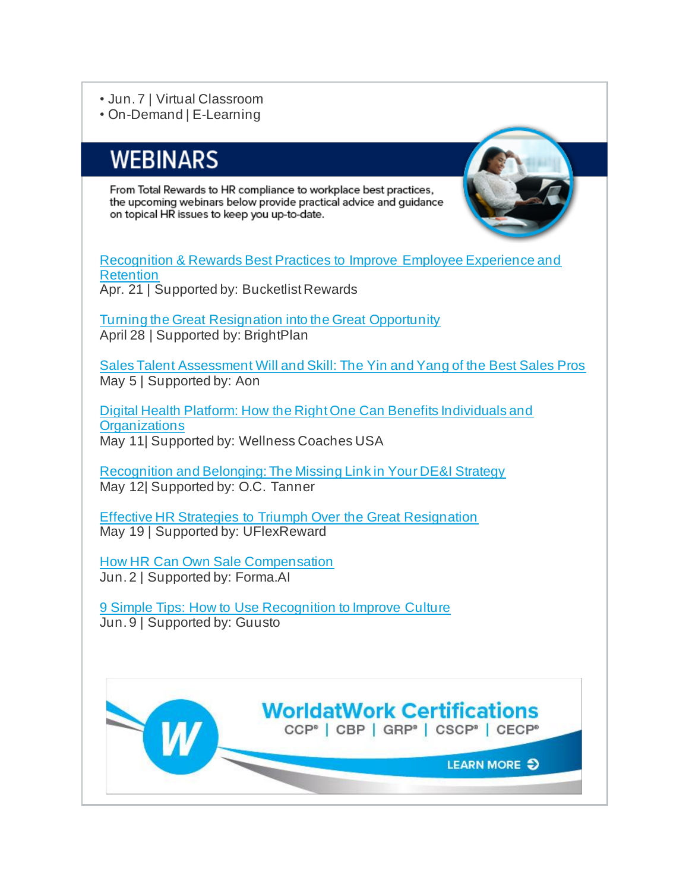- Jun. 7 | Virtual Classroom
- On-Demand | E-Learning

## WEBINARS

From Total Rewards to HR compliance to workplace best practices, the upcoming webinars below provide practical advice and guidance on topical HR issues to keep you up-to-date.

Recognition & Rewards Best Practices to Improve Employee Experience and Retention
Apr. 21 | Supported by: Bucketlist Rewards

Turning the Great Resignation into the Great Opportunity
April 28 | Supported by: BrightPlan

Sales Talent Assessment Will and Skill: The Yin and Yang of the Best Sales Pros
May 5 | Supported by: Aon

Digital Health Platform: How the Right One Can Benefits Individuals and Organizations
May 11| Supported by: Wellness Coaches USA

Recognition and Belonging: The Missing Link in Your DE&I Strategy
May 12| Supported by: O.C. Tanner

Effective HR Strategies to Triumph Over the Great Resignation
May 19 | Supported by: UFlexReward

How HR Can Own Sale Compensation
Jun. 2 | Supported by: Forma.AI

9 Simple Tips: How to Use Recognition to Improve Culture
Jun. 9 | Supported by: Guusto

**WorldatWork Certifications**
CCP® | CBP | GRP® | CSCP® | CECP®
LEARN MORE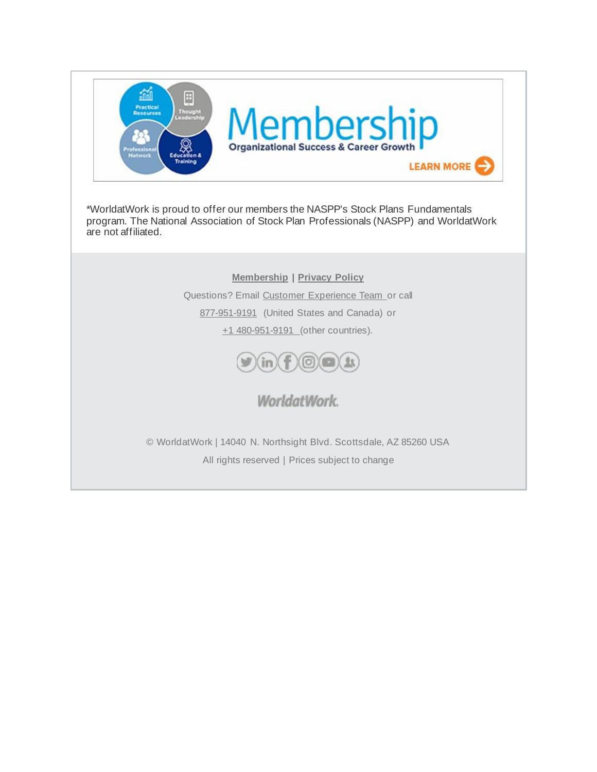*WorldatWork is proud to offer our members the NASPP's Stock Plans Fundamentals program. The National Association of Stock Plan Professionals (NASPP) and WorldatWork are not affiliated.

**Membership** | **Privacy Policy**

Questions? Email Customer Experience Team or call 877-951-9191 (United States and Canada) or +1 480-951-9191 (other countries).

WorldatWork

© WorldatWork | 14040 N. Northsight Blvd. Scottsdale, AZ 85260 USA

All rights reserved | Prices subject to change